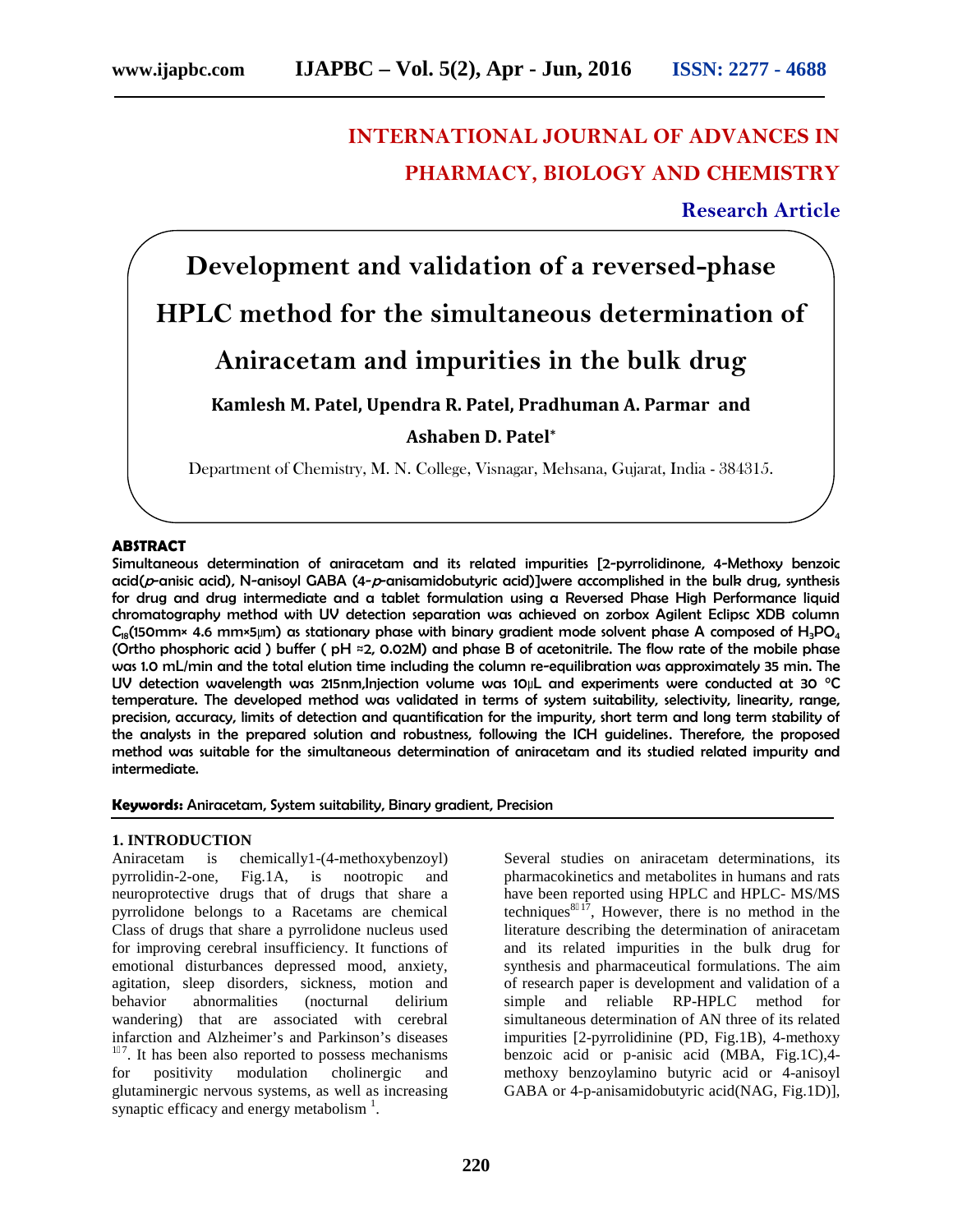# INTERNATIONAL JOURNAL OF ADVANCES IN PHARMACY, BIOLOGY AND CHEMISTRY

**Research Article**

# Development and validation of a reversed-phase HPLC method for the simultaneous determination of Aniracetam and impurities in the bulk drug

**Kamlesh M. Patel, Upendra R. Patel, Pradhuman A. Parmar and Ashaben D. Patel***

Department of Chemistry, M. N. College, Visnagar, Mehsana, Gujarat, India - 384315.

## ABSTRACT

Simultaneous determination of aniracetam and its related impurities [2-pyrrolidinone, 4-Methoxy benzoic acid(*p*-anisic acid), N-anisoyl GABA (4-*p*-anisamidobutyric acid)]were accomplished in the bulk drug, synthesis for drug and drug intermediate and a tablet formulation using a Reversed Phase High Performance liquid chromatography method with UV detection separation was achieved on zorbox Agilent Eclipsc XDB column $C_{18}$(150mm× 4.6 mm×5μm) as stationary phase with binary gradient mode solvent phase A composed of $H_3PO_4$ (Ortho phosphoric acid ) buffer ( pH ≈2, 0.02M) and phase B of acetonitrile. The flow rate of the mobile phase was 1.0 mL/min and the total elution time including the column re-equilibration was approximately 35 min. The UV detection wavelength was 215nm,Injection volume was 10μL and experiments were conducted at 30 °C temperature. The developed method was validated in terms of system suitability, selectivity, linearity, range, precision, accuracy, limits of detection and quantification for the impurity, short term and long term stability of the analysts in the prepared solution and robustness, following the ICH guidelines. Therefore, the proposed method was suitable for the simultaneous determination of aniracetam and its studied related impurity and intermediate.

**Keywords:** Aniracetam, System suitability, Binary gradient, Precision

## 1. INTRODUCTION

Aniracetam is chemically1-(4-methoxybenzoyl) pyrrolidin-2-one, Fig.1A, is nootropic and neuroprotective drugs that of drugs that share a pyrrolidone belongs to a Racetams are chemical Class of drugs that share a pyrrolidone nucleus used for improving cerebral insufficiency. It functions of emotional disturbances depressed mood, anxiety, agitation, sleep disorders, sickness, motion and behavior abnormalities (nocturnal delirium wandering) that are associated with cerebral infarction and Alzheimer's and Parkinson's diseases [1-7]. It has been also reported to possess mechanisms for positivity modulation cholinergic and glutaminergic nervous systems, as well as increasing synaptic efficacy and energy metabolism [1].

Several studies on aniracetam determinations, its pharmacokinetics and metabolites in humans and rats have been reported using HPLC and HPLC- MS/MS techniques[8-17], However, there is no method in the literature describing the determination of aniracetam and its related impurities in the bulk drug for synthesis and pharmaceutical formulations. The aim of research paper is development and validation of a simple and reliable RP-HPLC method for simultaneous determination of AN three of its related impurities [2-pyrrolidinine (PD, Fig.1B), 4-methoxy benzoic acid or p-anisic acid (MBA, Fig.1C),4-methoxy benzoylamino butyric acid or 4-anisoyl GABA or 4-p-anisamidobutyric acid(NAG, Fig.1D)],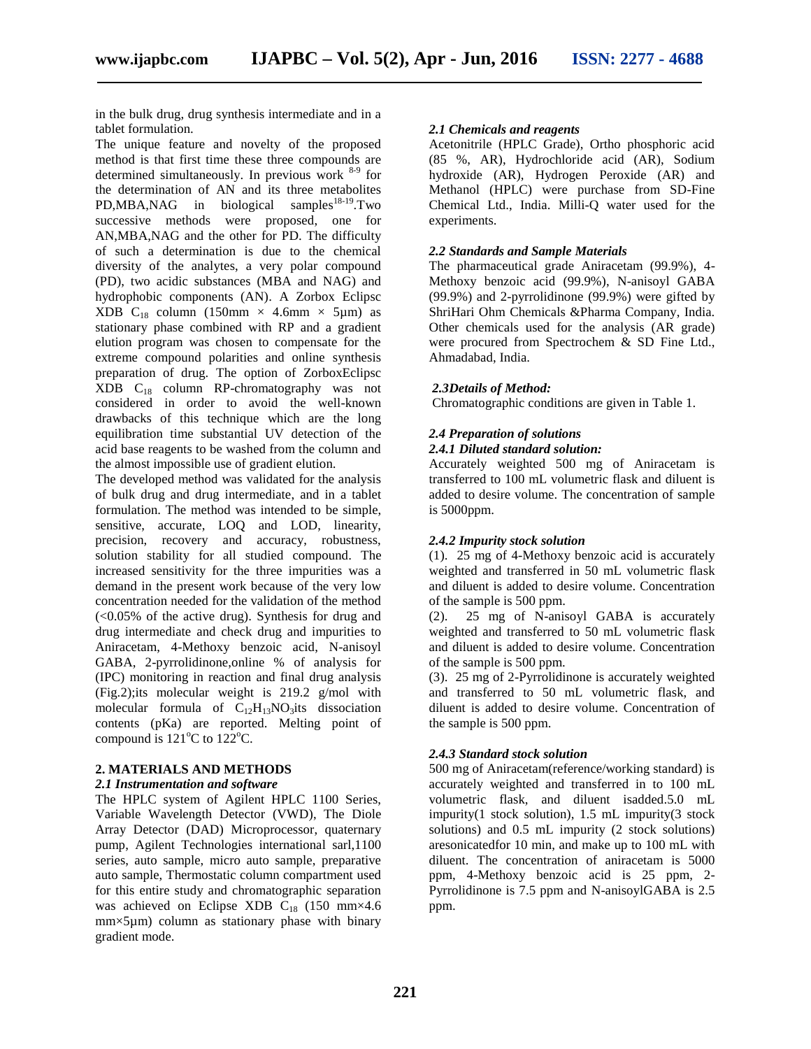in the bulk drug, drug synthesis intermediate and in a tablet formulation.

The unique feature and novelty of the proposed method is that first time these three compounds are determined simultaneously. In previous work [8-9] for the determination of AN and its three metabolites PD,MBA,NAG in biological samples[18-19].Two successive methods were proposed, one for AN,MBA,NAG and the other for PD. The difficulty of such a determination is due to the chemical diversity of the analytes, a very polar compound (PD), two acidic substances (MBA and NAG) and hydrophobic components (AN). A Zorbox Eclipsc XDB $C_{18}$ column (150mm × 4.6mm × 5µm) as stationary phase combined with RP and a gradient elution program was chosen to compensate for the extreme compound polarities and online synthesis preparation of drug. The option of ZorboxEclipsc XDB $C_{18}$ column RP-chromatography was not considered in order to avoid the well-known drawbacks of this technique which are the long equilibration time substantial UV detection of the acid base reagents to be washed from the column and the almost impossible use of gradient elution.

The developed method was validated for the analysis of bulk drug and drug intermediate, and in a tablet formulation. The method was intended to be simple, sensitive, accurate, LOQ and LOD, linearity, precision, recovery and accuracy, robustness, solution stability for all studied compound. The increased sensitivity for the three impurities was a demand in the present work because of the very low concentration needed for the validation of the method (<0.05% of the active drug). Synthesis for drug and drug intermediate and check drug and impurities to Aniracetam, 4-Methoxy benzoic acid, N-anisoyl GABA, 2-pyrrolidinone,online % of analysis for (IPC) monitoring in reaction and final drug analysis (Fig.2);its molecular weight is 219.2 g/mol with molecular formula of $C_{12}H_{13}NO_3$its dissociation contents (pKa) are reported. Melting point of compound is 121°C to 122°C.

## 2. MATERIALS AND METHODS

### *2.1 Instrumentation and software*

The HPLC system of Agilent HPLC 1100 Series, Variable Wavelength Detector (VWD), The Diole Array Detector (DAD) Microprocessor, quaternary pump, Agilent Technologies international sarl,1100 series, auto sample, micro auto sample, preparative auto sample, Thermostatic column compartment used for this entire study and chromatographic separation was achieved on Eclipse XDB $C_{18}$ (150 mm×4.6 mm×5µm) column as stationary phase with binary gradient mode.

### *2.1 Chemicals and reagents*

Acetonitrile (HPLC Grade), Ortho phosphoric acid (85 %, AR), Hydrochloride acid (AR), Sodium hydroxide (AR), Hydrogen Peroxide (AR) and Methanol (HPLC) were purchase from SD-Fine Chemical Ltd., India. Milli-Q water used for the experiments.

### *2.2 Standards and Sample Materials*

The pharmaceutical grade Aniracetam (99.9%), 4-Methoxy benzoic acid (99.9%), N-anisoyl GABA (99.9%) and 2-pyrrolidinone (99.9%) were gifted by ShriHari Ohm Chemicals &Pharma Company, India. Other chemicals used for the analysis (AR grade) were procured from Spectrochem & SD Fine Ltd., Ahmadabad, India.

### *2.3Details of Method:*

Chromatographic conditions are given in Table 1.

### *2.4 Preparation of solutions*

#### *2.4.1 Diluted standard solution:*

Accurately weighted 500 mg of Aniracetam is transferred to 100 mL volumetric flask and diluent is added to desire volume. The concentration of sample is 5000ppm.

#### *2.4.2 Impurity stock solution*

(1). 25 mg of 4-Methoxy benzoic acid is accurately weighted and transferred in 50 mL volumetric flask and diluent is added to desire volume. Concentration of the sample is 500 ppm.

(2). 25 mg of N-anisoyl GABA is accurately weighted and transferred to 50 mL volumetric flask and diluent is added to desire volume. Concentration of the sample is 500 ppm.

(3). 25 mg of 2-Pyrrolidinone is accurately weighted and transferred to 50 mL volumetric flask, and diluent is added to desire volume. Concentration of the sample is 500 ppm.

#### *2.4.3 Standard stock solution*

500 mg of Aniracetam(reference/working standard) is accurately weighted and transferred in to 100 mL volumetric flask, and diluent isadded.5.0 mL impurity(1 stock solution), 1.5 mL impurity(3 stock solutions) and 0.5 mL impurity (2 stock solutions) aresonicatedfor 10 min, and make up to 100 mL with diluent. The concentration of aniracetam is 5000 ppm, 4-Methoxy benzoic acid is 25 ppm, 2-Pyrrolidinone is 7.5 ppm and N-anisoylGABA is 2.5 ppm.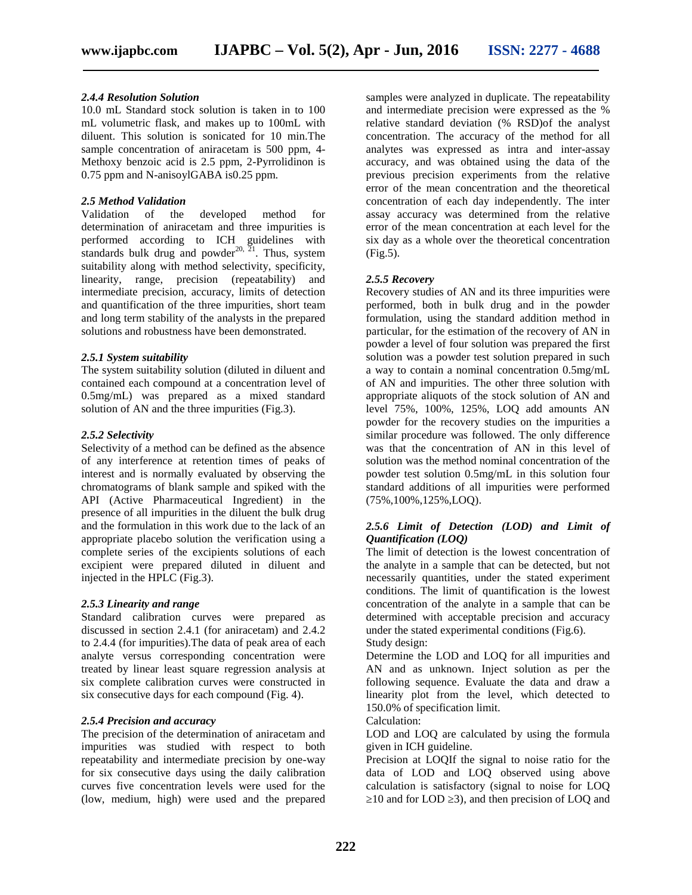#### 2.4.4 Resolution Solution

10.0 mL Standard stock solution is taken in to 100 mL volumetric flask, and makes up to 100mL with diluent. This solution is sonicated for 10 min.The sample concentration of aniracetam is 500 ppm, 4-Methoxy benzoic acid is 2.5 ppm, 2-Pyrrolidinon is 0.75 ppm and N-anisoylGABA is0.25 ppm.

### 2.5 Method Validation

Validation of the developed method for determination of aniracetam and three impurities is performed according to ICH guidelines with standards bulk drug and powder[20, 21]. Thus, system suitability along with method selectivity, specificity, linearity, range, precision (repeatability) and intermediate precision, accuracy, limits of detection and quantification of the three impurities, short team and long term stability of the analysts in the prepared solutions and robustness have been demonstrated.

#### 2.5.1 System suitability

The system suitability solution (diluted in diluent and contained each compound at a concentration level of 0.5mg/mL) was prepared as a mixed standard solution of AN and the three impurities (Fig.3).

#### 2.5.2 Selectivity

Selectivity of a method can be defined as the absence of any interference at retention times of peaks of interest and is normally evaluated by observing the chromatograms of blank sample and spiked with the API (Active Pharmaceutical Ingredient) in the presence of all impurities in the diluent the bulk drug and the formulation in this work due to the lack of an appropriate placebo solution the verification using a complete series of the excipients solutions of each excipient were prepared diluted in diluent and injected in the HPLC (Fig.3).

#### 2.5.3 Linearity and range

Standard calibration curves were prepared as discussed in section 2.4.1 (for aniracetam) and 2.4.2 to 2.4.4 (for impurities).The data of peak area of each analyte versus corresponding concentration were treated by linear least square regression analysis at six complete calibration curves were constructed in six consecutive days for each compound (Fig. 4).

#### 2.5.4 Precision and accuracy

The precision of the determination of aniracetam and impurities was studied with respect to both repeatability and intermediate precision by one-way for six consecutive days using the daily calibration curves five concentration levels were used for the (low, medium, high) were used and the prepared samples were analyzed in duplicate. The repeatability and intermediate precision were expressed as the % relative standard deviation (% RSD)of the analyst concentration. The accuracy of the method for all analytes was expressed as intra and inter-assay accuracy, and was obtained using the data of the previous precision experiments from the relative error of the mean concentration and the theoretical concentration of each day independently. The inter assay accuracy was determined from the relative error of the mean concentration at each level for the six day as a whole over the theoretical concentration (Fig.5).

#### 2.5.5 Recovery

Recovery studies of AN and its three impurities were performed, both in bulk drug and in the powder formulation, using the standard addition method in particular, for the estimation of the recovery of AN in powder a level of four solution was prepared the first solution was a powder test solution prepared in such a way to contain a nominal concentration 0.5mg/mL of AN and impurities. The other three solution with appropriate aliquots of the stock solution of AN and level 75%, 100%, 125%, LOQ add amounts AN powder for the recovery studies on the impurities a similar procedure was followed. The only difference was that the concentration of AN in this level of solution was the method nominal concentration of the powder test solution 0.5mg/mL in this solution four standard additions of all impurities were performed (75%,100%,125%,LOQ).

#### 2.5.6 Limit of Detection (LOD) and Limit of Quantification (LOQ)

The limit of detection is the lowest concentration of the analyte in a sample that can be detected, but not necessarily quantities, under the stated experiment conditions. The limit of quantification is the lowest concentration of the analyte in a sample that can be determined with acceptable precision and accuracy under the stated experimental conditions (Fig.6).

Study design:

Determine the LOD and LOQ for all impurities and AN and as unknown. Inject solution as per the following sequence. Evaluate the data and draw a linearity plot from the level, which detected to 150.0% of specification limit.

Calculation:

LOD and LOQ are calculated by using the formula given in ICH guideline.

Precision at LOQIf the signal to noise ratio for the data of LOD and LOQ observed using above calculation is satisfactory (signal to noise for LOQ $\geq$10 and for LOD $\geq$3), and then precision of LOQ and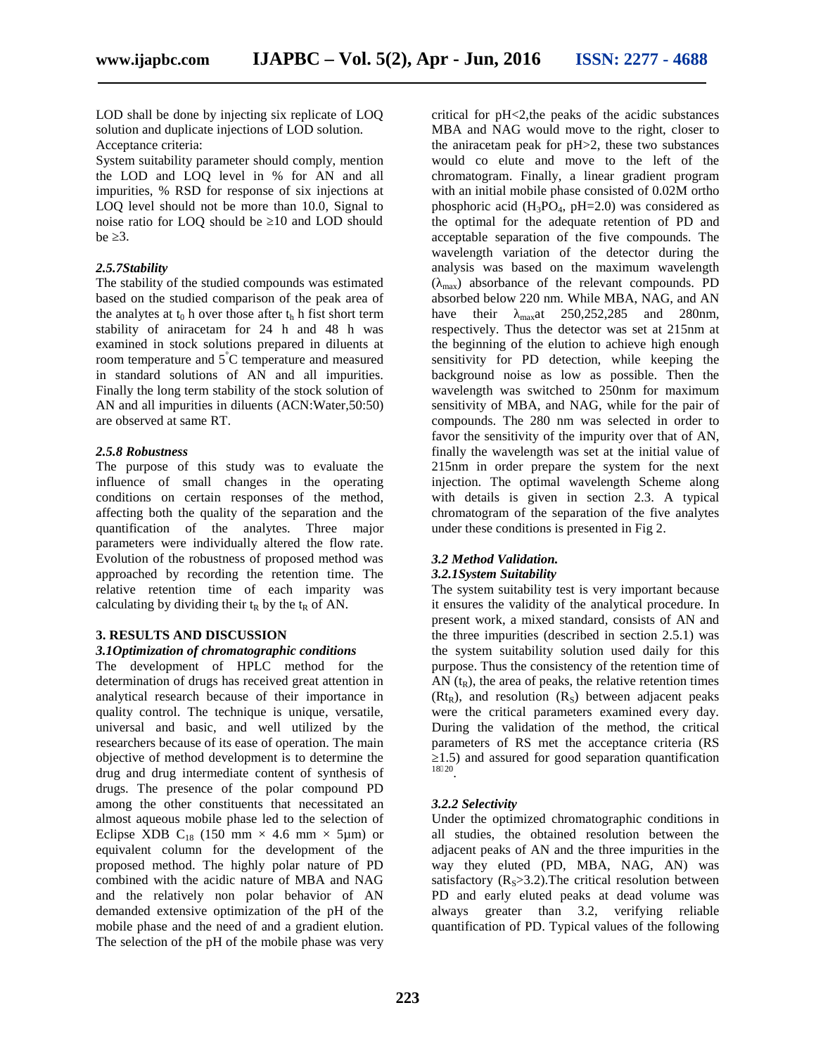LOD shall be done by injecting six replicate of LOQ solution and duplicate injections of LOD solution.
Acceptance criteria:
System suitability parameter should comply, mention the LOD and LOQ level in % for AN and all impurities, % RSD for response of six injections at LOQ level should not be more than 10.0, Signal to noise ratio for LOQ should be ≥10 and LOD should be ≥3.

#### *2.5.7Stability*

The stability of the studied compounds was estimated based on the studied comparison of the peak area of the analytes at $t_0$ h over those after $t_h$ h fist short term stability of aniracetam for 24 h and 48 h was examined in stock solutions prepared in diluents at room temperature and 5°C temperature and measured in standard solutions of AN and all impurities. Finally the long term stability of the stock solution of AN and all impurities in diluents (ACN:Water,50:50) are observed at same RT.

#### *2.5.8 Robustness*

The purpose of this study was to evaluate the influence of small changes in the operating conditions on certain responses of the method, affecting both the quality of the separation and the quantification of the analytes. Three major parameters were individually altered the flow rate. Evolution of the robustness of proposed method was approached by recording the retention time. The relative retention time of each imparity was calculating by dividing their $t_R$ by the $t_R$ of AN.

## 3. RESULTS AND DISCUSSION

### *3.1Optimization of chromatographic conditions*

The development of HPLC method for the determination of drugs has received great attention in analytical research because of their importance in quality control. The technique is unique, versatile, universal and basic, and well utilized by the researchers because of its ease of operation. The main objective of method development is to determine the drug and drug intermediate content of synthesis of drugs. The presence of the polar compound PD among the other constituents that necessitated an almost aqueous mobile phase led to the selection of Eclipse XDB $C_{18}$ (150 mm × 4.6 mm × 5µm) or equivalent column for the development of the proposed method. The highly polar nature of PD combined with the acidic nature of MBA and NAG and the relatively non polar behavior of AN demanded extensive optimization of the pH of the mobile phase and the need of and a gradient elution. The selection of the pH of the mobile phase was very critical for pH<2,the peaks of the acidic substances MBA and NAG would move to the right, closer to the aniracetam peak for pH>2, these two substances would co elute and move to the left of the chromatogram. Finally, a linear gradient program with an initial mobile phase consisted of 0.02M ortho phosphoric acid ($H_3PO_4$, pH=2.0) was considered as the optimal for the adequate retention of PD and acceptable separation of the five compounds. The wavelength variation of the detector during the analysis was based on the maximum wavelength ($\lambda_{max}$) absorbance of the relevant compounds. PD absorbed below 220 nm. While MBA, NAG, and AN have their $\lambda_{max}$at 250,252,285 and 280nm, respectively. Thus the detector was set at 215nm at the beginning of the elution to achieve high enough sensitivity for PD detection, while keeping the background noise as low as possible. Then the wavelength was switched to 250nm for maximum sensitivity of MBA, and NAG, while for the pair of compounds. The 280 nm was selected in order to favor the sensitivity of the impurity over that of AN, finally the wavelength was set at the initial value of 215nm in order prepare the system for the next injection. The optimal wavelength Scheme along with details is given in section 2.3. A typical chromatogram of the separation of the five analytes under these conditions is presented in Fig 2.

### *3.2 Method Validation.*

#### *3.2.1System Suitability*

The system suitability test is very important because it ensures the validity of the analytical procedure. In present work, a mixed standard, consists of AN and the three impurities (described in section 2.5.1) was the system suitability solution used daily for this purpose. Thus the consistency of the retention time of AN ($t_R$), the area of peaks, the relative retention times ($Rt_R$), and resolution ($R_S$) between adjacent peaks were the critical parameters examined every day. During the validation of the method, the critical parameters of RS met the acceptance criteria (RS ≥1.5) and assured for good separation quantification [18-20].

#### *3.2.2 Selectivity*

Under the optimized chromatographic conditions in all studies, the obtained resolution between the adjacent peaks of AN and the three impurities in the way they eluted (PD, MBA, NAG, AN) was satisfactory ($R_S$>3.2).The critical resolution between PD and early eluted peaks at dead volume was always greater than 3.2, verifying reliable quantification of PD. Typical values of the following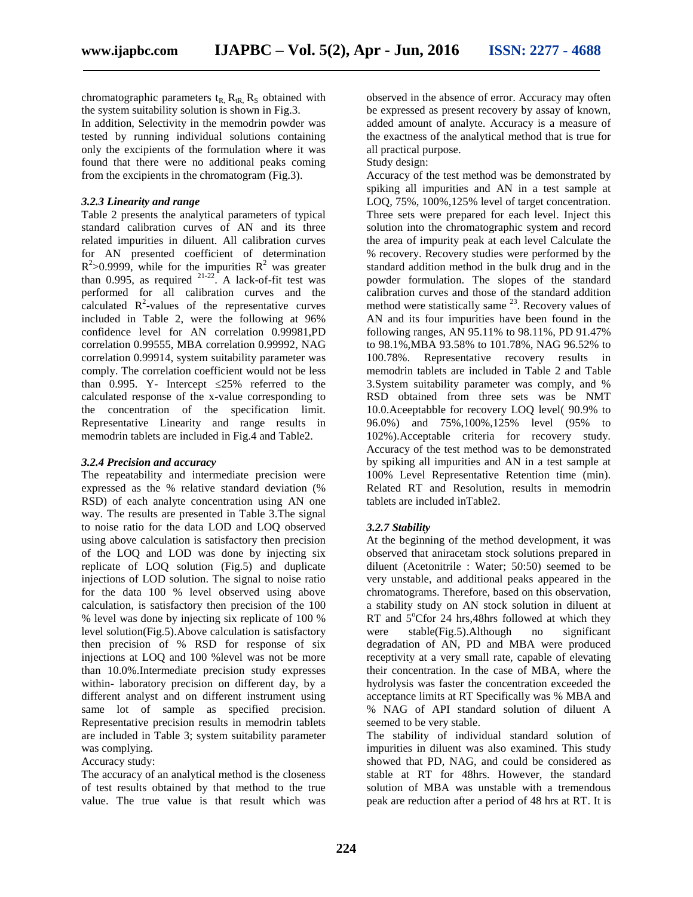chromatographic parameters $t_R$, $R_{tR}$, $R_S$ obtained with the system suitability solution is shown in Fig.3.

In addition, Selectivity in the memodrin powder was tested by running individual solutions containing only the excipients of the formulation where it was found that there were no additional peaks coming from the excipients in the chromatogram (Fig.3).

### *3.2.3 Linearity and range*

Table 2 presents the analytical parameters of typical standard calibration curves of AN and its three related impurities in diluent. All calibration curves for AN presented coefficient of determination $R^2$>0.9999, while for the impurities $R^2$ was greater than 0.995, as required [21-22]. A lack-of-fit test was performed for all calibration curves and the calculated $R^2$-values of the representative curves included in Table 2, were the following at 96% confidence level for AN correlation 0.99981,PD correlation 0.99555, MBA correlation 0.99992, NAG correlation 0.99914, system suitability parameter was comply. The correlation coefficient would not be less than 0.995. Y- Intercept ≤25% referred to the calculated response of the x-value corresponding to the concentration of the specification limit. Representative Linearity and range results in memodrin tablets are included in Fig.4 and Table2.

### *3.2.4 Precision and accuracy*

The repeatability and intermediate precision were expressed as the % relative standard deviation (% RSD) of each analyte concentration using AN one way. The results are presented in Table 3.The signal to noise ratio for the data LOD and LOQ observed using above calculation is satisfactory then precision of the LOQ and LOD was done by injecting six replicate of LOQ solution (Fig.5) and duplicate injections of LOD solution. The signal to noise ratio for the data 100 % level observed using above calculation, is satisfactory then precision of the 100 % level was done by injecting six replicate of 100 % level solution(Fig.5).Above calculation is satisfactory then precision of % RSD for response of six injections at LOQ and 100 %level was not be more than 10.0%.Intermediate precision study expresses within- laboratory precision on different day, by a different analyst and on different instrument using same lot of sample as specified precision. Representative precision results in memodrin tablets are included in Table 3; system suitability parameter was complying.

Accuracy study:

The accuracy of an analytical method is the closeness of test results obtained by that method to the true value. The true value is that result which was observed in the absence of error. Accuracy may often be expressed as present recovery by assay of known, added amount of analyte. Accuracy is a measure of the exactness of the analytical method that is true for all practical purpose.

Study design:

Accuracy of the test method was be demonstrated by spiking all impurities and AN in a test sample at LOQ, 75%, 100%,125% level of target concentration. Three sets were prepared for each level. Inject this solution into the chromatographic system and record the area of impurity peak at each level Calculate the % recovery. Recovery studies were performed by the standard addition method in the bulk drug and in the powder formulation. The slopes of the standard calibration curves and those of the standard addition method were statistically same [23]. Recovery values of AN and its four impurities have been found in the following ranges, AN 95.11% to 98.11%, PD 91.47% to 98.1%,MBA 93.58% to 101.78%, NAG 96.52% to 100.78%. Representative recovery results in memodrin tablets are included in Table 2 and Table 3.System suitability parameter was comply, and % RSD obtained from three sets was be NMT 10.0.Aceeptabble for recovery LOQ level( 90.9% to 96.0%) and 75%,100%,125% level (95% to 102%).Acceptable criteria for recovery study. Accuracy of the test method was to be demonstrated by spiking all impurities and AN in a test sample at 100% Level Representative Retention time (min). Related RT and Resolution, results in memodrin tablets are included inTable2.

### *3.2.7 Stability*

At the beginning of the method development, it was observed that aniracetam stock solutions prepared in diluent (Acetonitrile : Water; 50:50) seemed to be very unstable, and additional peaks appeared in the chromatograms. Therefore, based on this observation, a stability study on AN stock solution in diluent at RT and 5°Cfor 24 hrs,48hrs followed at which they were stable(Fig.5).Although no significant degradation of AN, PD and MBA were produced receptivity at a very small rate, capable of elevating their concentration. In the case of MBA, where the hydrolysis was faster the concentration exceeded the acceptance limits at RT Specifically was % MBA and % NAG of API standard solution of diluent A seemed to be very stable.

The stability of individual standard solution of impurities in diluent was also examined. This study showed that PD, NAG, and could be considered as stable at RT for 48hrs. However, the standard solution of MBA was unstable with a tremendous peak are reduction after a period of 48 hrs at RT. It is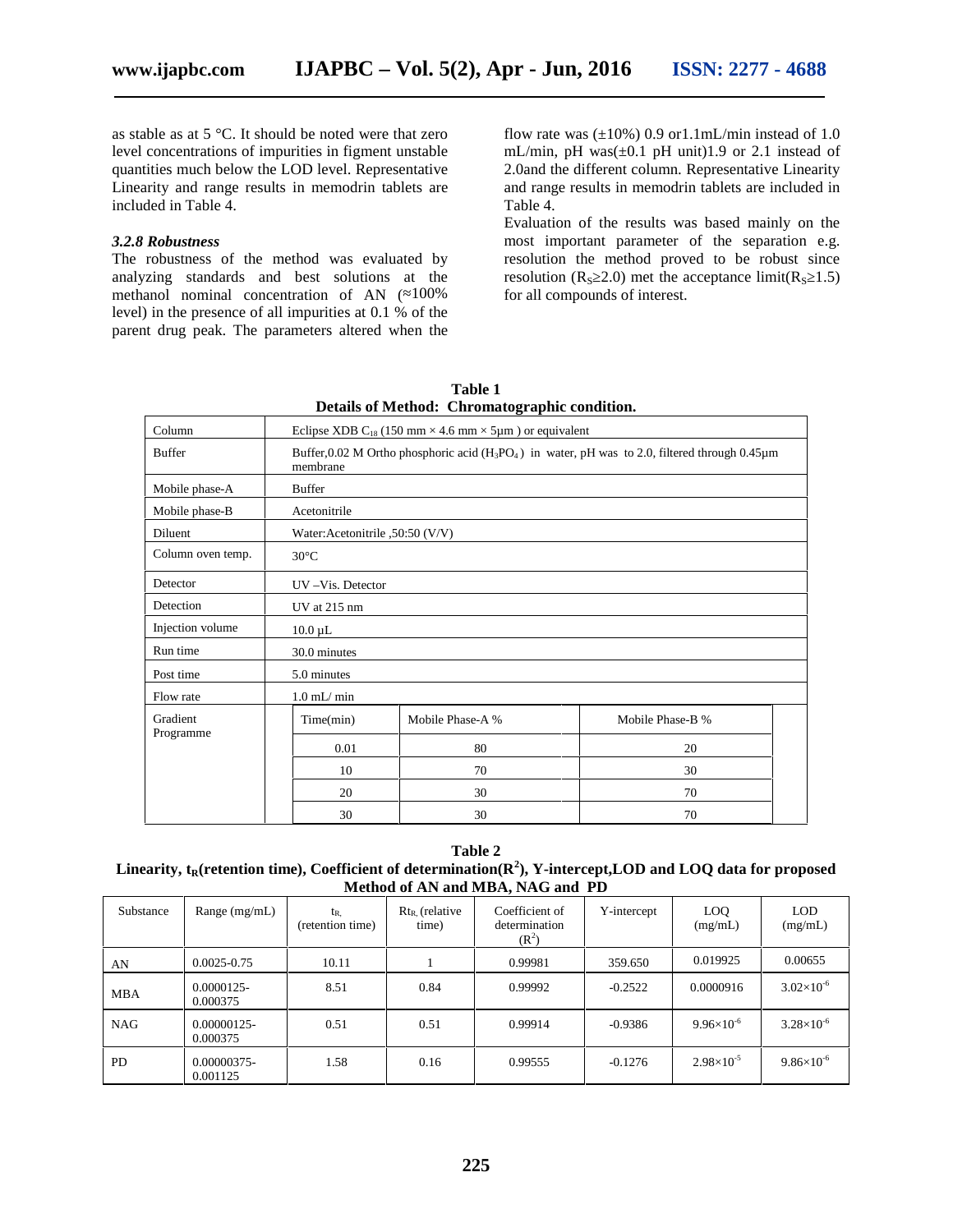as stable as at 5 °C. It should be noted were that zero level concentrations of impurities in figment unstable quantities much below the LOD level. Representative Linearity and range results in memodrin tablets are included in Table 4.

### *3.2.8 Robustness*

The robustness of the method was evaluated by analyzing standards and best solutions at the methanol nominal concentration of AN (≈100% level) in the presence of all impurities at 0.1 % of the parent drug peak. The parameters altered when the flow rate was (±10%) 0.9 or1.1mL/min instead of 1.0 mL/min, pH was(±0.1 pH unit)1.9 or 2.1 instead of 2.0and the different column. Representative Linearity and range results in memodrin tablets are included in Table 4.

Evaluation of the results was based mainly on the most important parameter of the separation e.g. resolution the method proved to be robust since resolution ($R_S$≥2.0) met the acceptance limit($R_S$≥1.5) for all compounds of interest.

**Table 1**
**Details of Method: Chromatographic condition.**

| Column | Eclipse XDB $C_{18}$ (150 mm × 4.6 mm × 5μm ) or equivalent | |
|---|---|---|
| Buffer | Buffer,0.02 M Ortho phosphoric acid ($H_3PO_4$) in water, pH was to 2.0, filtered through 0.45μm membrane | |
| Mobile phase-A | Buffer | |
| Mobile phase-B | Acetonitrile | |
| Diluent | Water:Acetonitrile ,50:50 (V/V) | |
| Column oven temp. | 30°C | |
| Detector | UV –Vis. Detector | |
| Detection | UV at 215 nm | |
| Injection volume | 10.0 µL | |
| Run time | 30.0 minutes | |
| Post time | 5.0 minutes | |
| Flow rate | 1.0 mL/ min | |
| Gradient Programme | | |
| Time(min) | Mobile Phase-A % | Mobile Phase-B % |
| 0.01 | 80 | 20 |
| 10 | 70 | 30 |
| 20 | 30 | 70 |
| 30 | 30 | 70 |

**Table 2**
**Linearity, $t_R$(retention time), Coefficient of determination($R^2$), Y-intercept,LOD and LOQ data for proposed Method of AN and MBA, NAG and PD**

| Substance | Range (mg/mL) | $t_R$ (retention time) | $Rt_R$ (relative time) | Coefficient of determination ($R^2$) | Y-intercept | LOQ (mg/mL) | LOD (mg/mL) |
|---|---|---|---|---|---|---|---|
| AN | 0.0025-0.75 | 10.11 | 1 | 0.99981 | 359.650 | 0.019925 | 0.00655 |
| MBA | 0.0000125-0.000375 | 8.51 | 0.84 | 0.99992 | -0.2522 | 0.0000916 | $3.02\times10^{-6}$ |
| NAG | 0.00000125-0.000375 | 0.51 | 0.51 | 0.99914 | -0.9386 | $9.96\times10^{-6}$ | $3.28\times10^{-6}$ |
| PD | 0.00000375-0.001125 | 1.58 | 0.16 | 0.99555 | -0.1276 | $2.98\times10^{-5}$ | $9.86\times10^{-6}$ |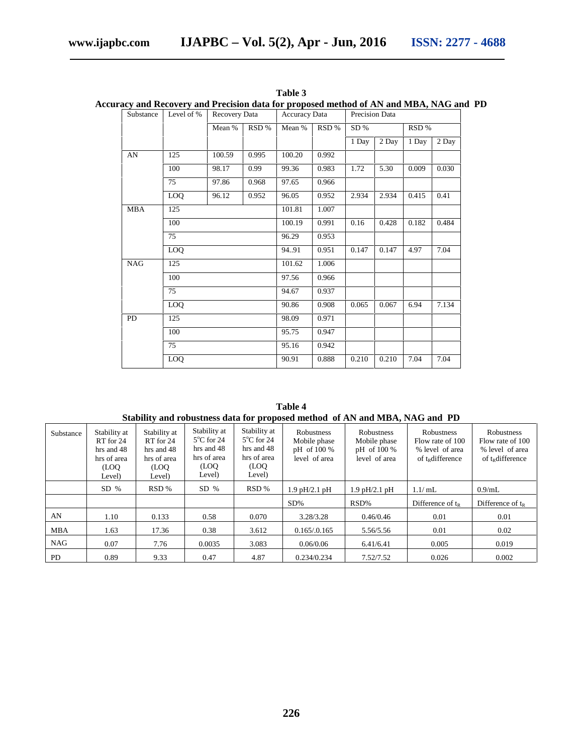**Table 3**
**Accuracy and Recovery and Precision data for proposed method of AN and MBA, NAG and PD**

| Substance | Level of % | Recovery Data | | Accuracy Data | | Precision Data | | | |
|---|---|---|---|---|---|---|---|---|---|
| | | Mean % | RSD % | Mean % | RSD % | SD % | | RSD % | |
| | | | | | | 1 Day | 2 Day | 1 Day | 2 Day |
| AN | 125 | 100.59 | 0.995 | 100.20 | 0.992 | | | | |
| | 100 | 98.17 | 0.99 | 99.36 | 0.983 | 1.72 | 5.30 | 0.009 | 0.030 |
| | 75 | 97.86 | 0.968 | 97.65 | 0.966 | | | | |
| | LOQ | 96.12 | 0.952 | 96.05 | 0.952 | 2.934 | 2.934 | 0.415 | 0.41 |
| MBA | 125 | | | 101.81 | 1.007 | | | | |
| | 100 | | | 100.19 | 0.991 | 0.16 | 0.428 | 0.182 | 0.484 |
| | 75 | | | 96.29 | 0.953 | | | | |
| | LOQ | | | 94..91 | 0.951 | 0.147 | 0.147 | 4.97 | 7.04 |
| NAG | 125 | | | 101.62 | 1.006 | | | | |
| | 100 | | | 97.56 | 0.966 | | | | |
| | 75 | | | 94.67 | 0.937 | | | | |
| | LOQ | | | 90.86 | 0.908 | 0.065 | 0.067 | 6.94 | 7.134 |
| PD | 125 | | | 98.09 | 0.971 | | | | |
| | 100 | | | 95.75 | 0.947 | | | | |
| | 75 | | | 95.16 | 0.942 | | | | |
| | LOQ | | | 90.91 | 0.888 | 0.210 | 0.210 | 7.04 | 7.04 |

**Table 4**
**Stability and robustness data for proposed method of AN and MBA, NAG and PD**

| Substance | Stability at RT for 24 hrs and 48 hrs of area (LOQ Level) | Stability at RT for 24 hrs and 48 hrs of area (LOQ Level) | Stability at 5°C for 24 hrs and 48 hrs of area (LOQ Level) | Stability at 5°C for 24 hrs and 48 hrs of area (LOQ Level) | Robustness Mobile phase pH of 100 % level of area | Robustness Mobile phase pH of 100 % level of area | Robustness Flow rate of 100 % level of area of $t_R$ difference | Robustness Flow rate of 100 % level of area of $t_R$ difference |
|---|---|---|---|---|---|---|---|---|
| | SD % | RSD % | SD % | RSD % | 1.9 pH/2.1 pH | 1.9 pH/2.1 pH | 1.1/ mL | 0.9/mL |
| | | | | | SD% | RSD% | Difference of $t_R$ | Difference of $t_R$ |
| AN | 1.10 | 0.133 | 0.58 | 0.070 | 3.28/3.28 | 0.46/0.46 | 0.01 | 0.01 |
| MBA | 1.63 | 17.36 | 0.38 | 3.612 | 0.165/.0.165 | 5.56/5.56 | 0.01 | 0.02 |
| NAG | 0.07 | 7.76 | 0.0035 | 3.083 | 0.06/0.06 | 6.41/6.41 | 0.005 | 0.019 |
| PD | 0.89 | 9.33 | 0.47 | 4.87 | 0.234/0.234 | 7.52/7.52 | 0.026 | 0.002 |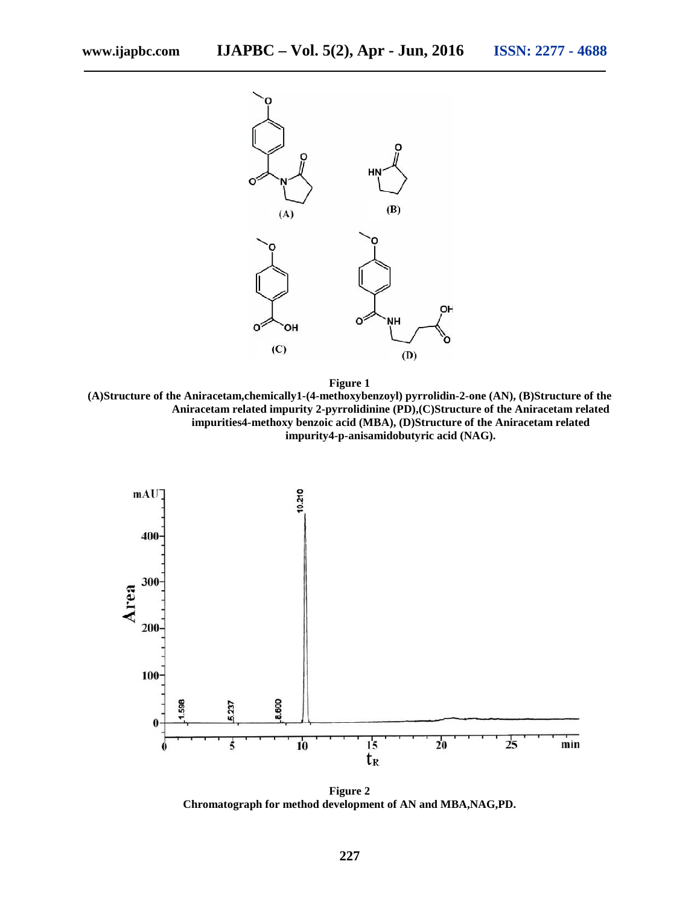**Figure 1**

**(A)Structure of the Aniracetam,chemically1-(4-methoxybenzoyl) pyrrolidin-2-one (AN), (B)Structure of the Aniracetam related impurity 2-pyrrolidinine (PD),(C)Structure of the Aniracetam related impurities4-methoxy benzoic acid (MBA), (D)Structure of the Aniracetam related impurity4-p-anisamidobutyric acid (NAG).**

**Figure 2**

**Chromatograph for method development of AN and MBA,NAG,PD.**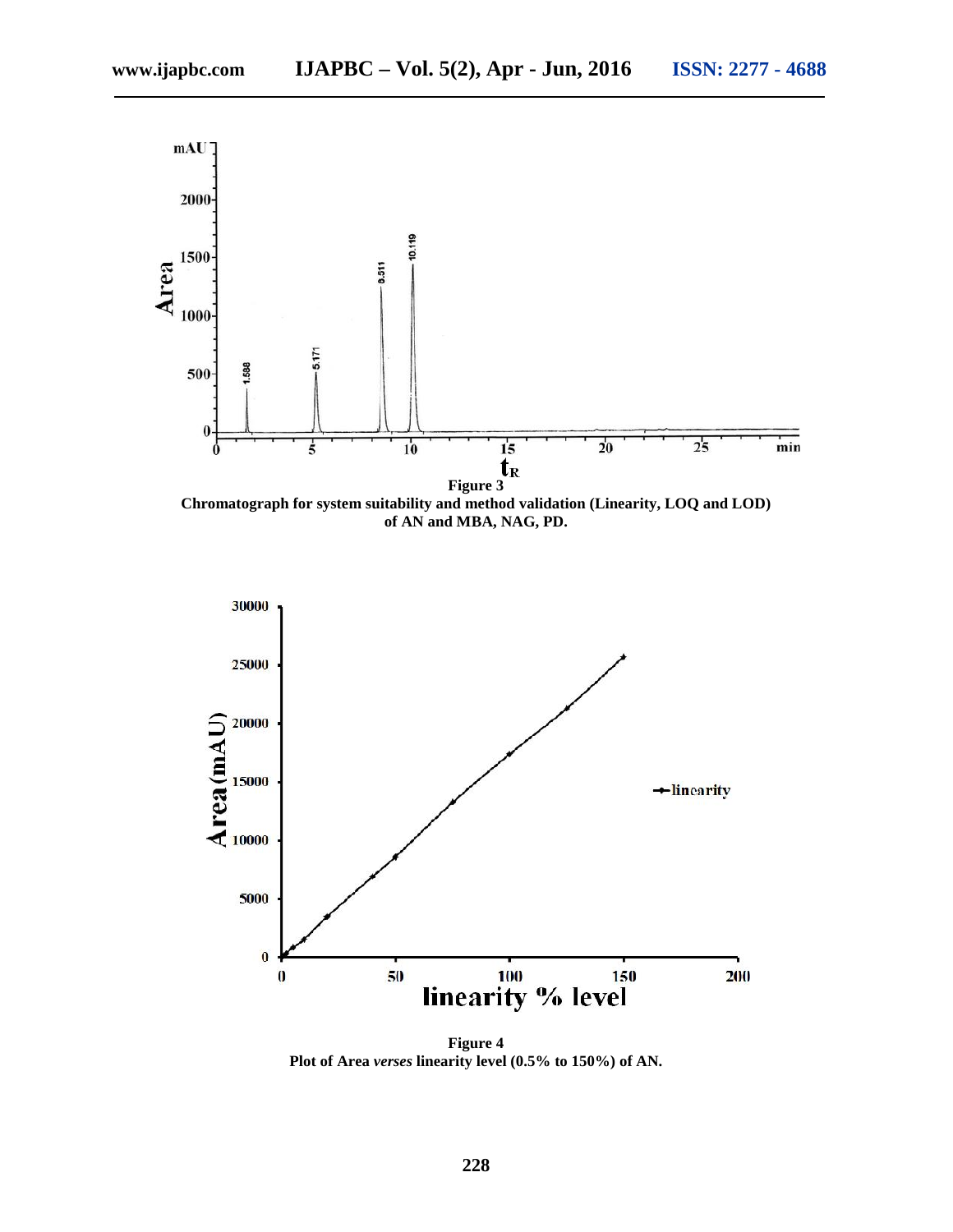**Figure 3**
**Chromatograph for system suitability and method validation (Linearity, LOQ and LOD) of AN and MBA, NAG, PD.**

**Figure 4**
**Plot of Area *verses* linearity level (0.5% to 150%) of AN.**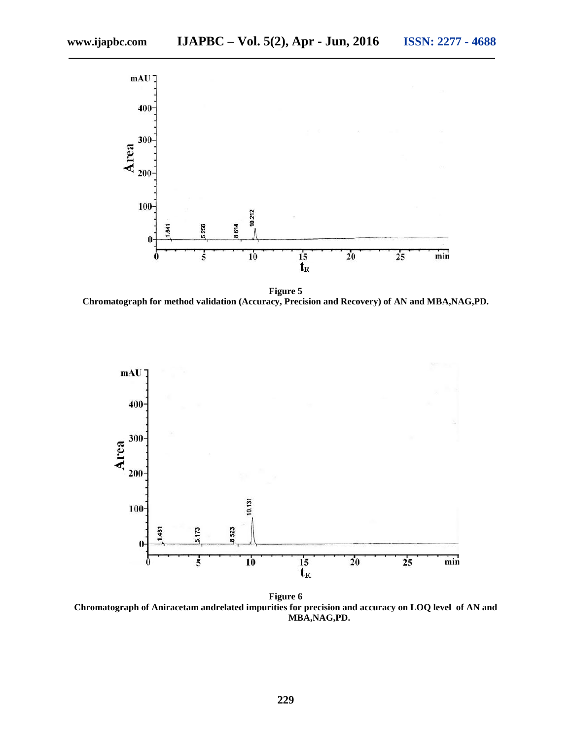**Figure 5**
**Chromatograph for method validation (Accuracy, Precision and Recovery) of AN and MBA,NAG,PD.**

**Figure 6**
**Chromatograph of Aniracetam andrelated impurities for precision and accuracy on LOQ level of AN and MBA,NAG,PD.**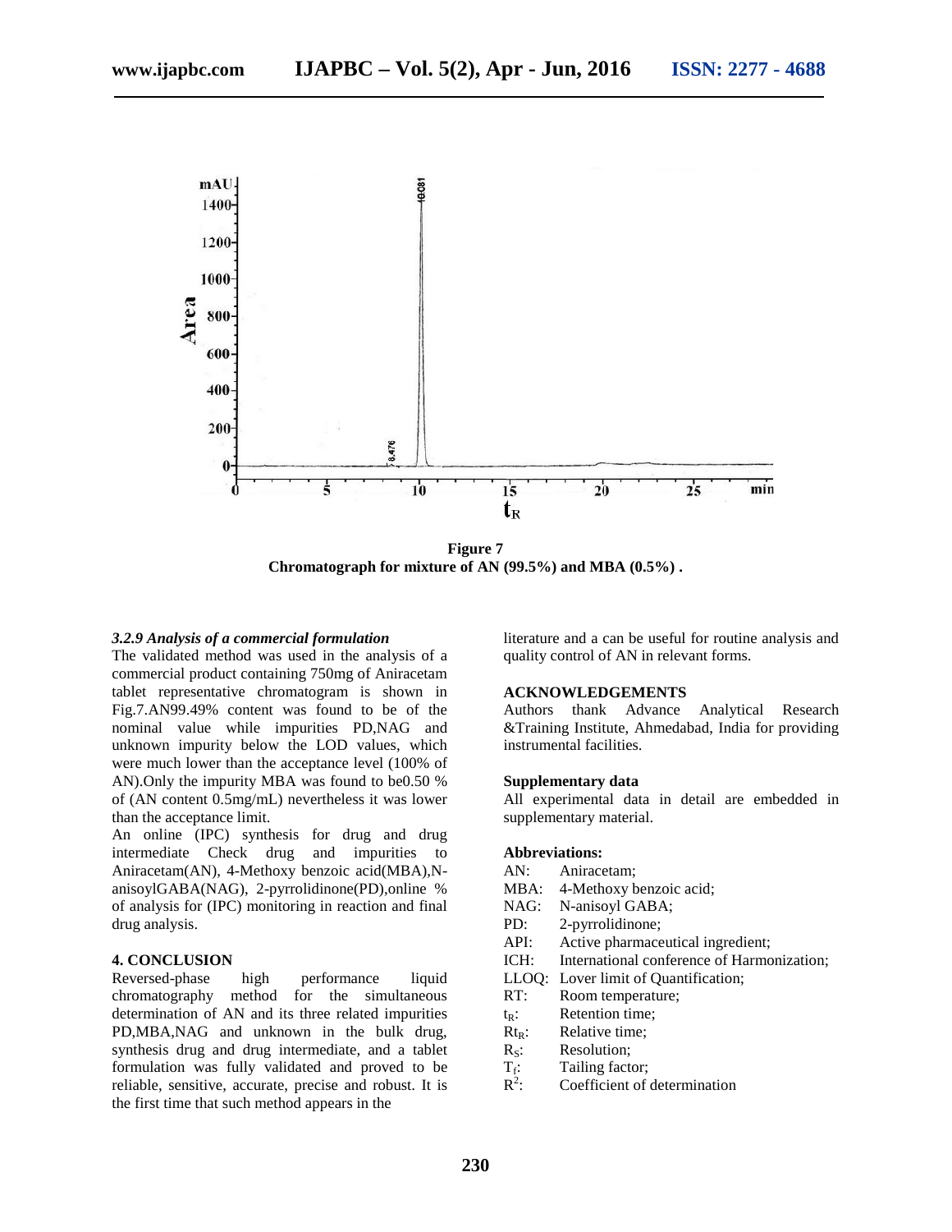**Figure 7**
**Chromatograph for mixture of AN (99.5%) and MBA (0.5%) .**

### *3.2.9 Analysis of a commercial formulation*

The validated method was used in the analysis of a commercial product containing 750mg of Aniracetam tablet representative chromatogram is shown in Fig.7.AN99.49% content was found to be of the nominal value while impurities PD,NAG and unknown impurity below the LOD values, which were much lower than the acceptance level (100% of AN).Only the impurity MBA was found to be0.50 % of (AN content 0.5mg/mL) nevertheless it was lower than the acceptance limit.

An online (IPC) synthesis for drug and drug intermediate Check drug and impurities to Aniracetam(AN), 4-Methoxy benzoic acid(MBA),N-anisoylGABA(NAG), 2-pyrrolidinone(PD),online % of analysis for (IPC) monitoring in reaction and final drug analysis.

## 4. CONCLUSION

Reversed-phase high performance liquid chromatography method for the simultaneous determination of AN and its three related impurities PD,MBA,NAG and unknown in the bulk drug, synthesis drug and drug intermediate, and a tablet formulation was fully validated and proved to be reliable, sensitive, accurate, precise and robust. It is the first time that such method appears in the literature and a can be useful for routine analysis and quality control of AN in relevant forms.

## ACKNOWLEDGEMENTS

Authors thank Advance Analytical Research &Training Institute, Ahmedabad, India for providing instrumental facilities.

## Supplementary data

All experimental data in detail are embedded in supplementary material.

## Abbreviations:

AN: Aniracetam;
MBA: 4-Methoxy benzoic acid;
NAG: N-anisoyl GABA;
PD: 2-pyrrolidinone;
API: Active pharmaceutical ingredient;
ICH: International conference of Harmonization;
LLOQ: Lover limit of Quantification;
RT: Room temperature;
$t_R$: Retention time;
$Rt_R$: Relative time;
$R_S$: Resolution;
$T_f$: Tailing factor;
$R^2$: Coefficient of determination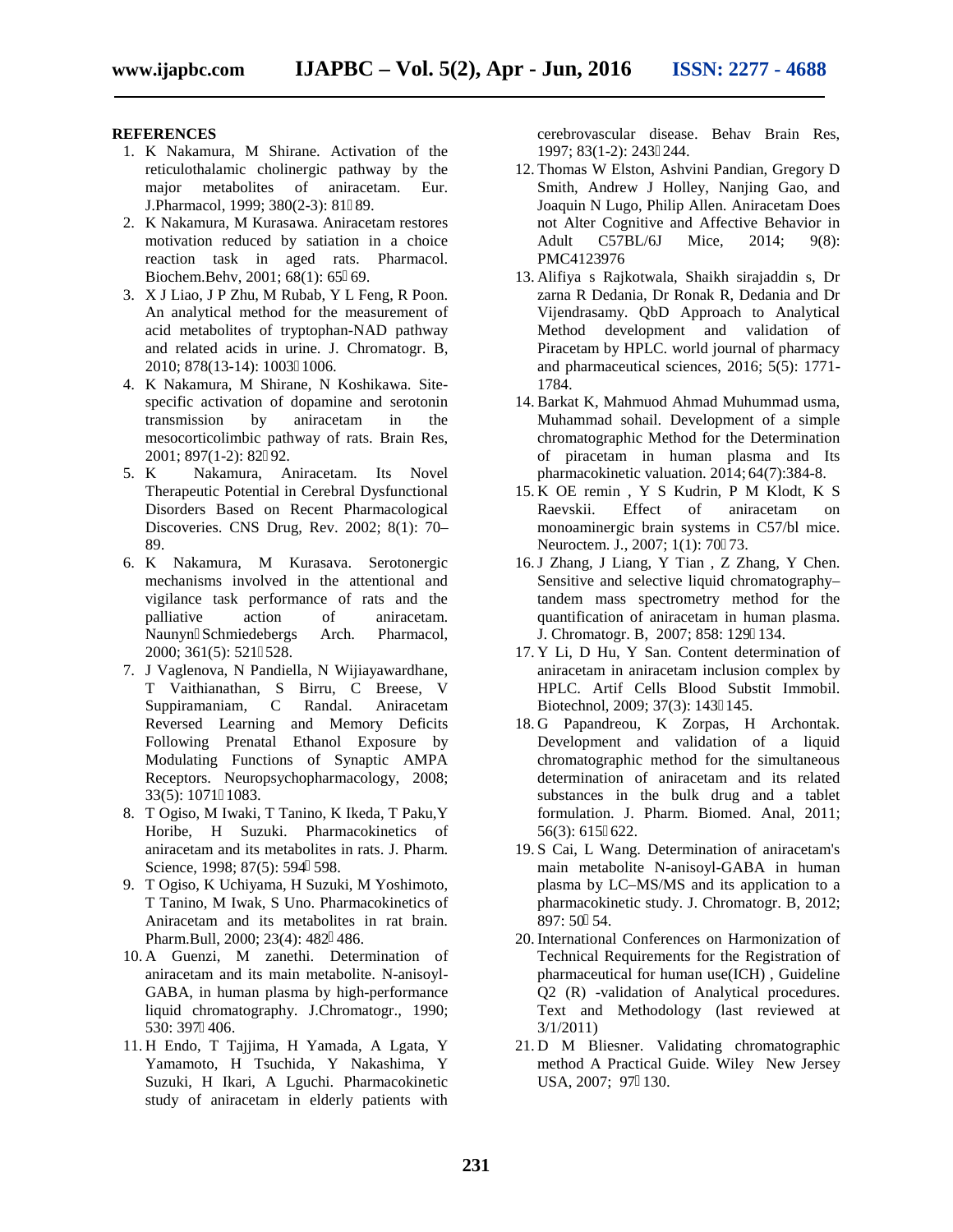## REFERENCES

1. K Nakamura, M Shirane. Activation of the reticulothalamic cholinergic pathway by the major metabolites of aniracetam. Eur. J.Pharmacol, 1999; 380(2-3): 81‐89.
2. K Nakamura, M Kurasawa. Aniracetam restores motivation reduced by satiation in a choice reaction task in aged rats. Pharmacol. Biochem.Behv, 2001; 68(1): 65‐69.
3. X J Liao, J P Zhu, M Rubab, Y L Feng, R Poon. An analytical method for the measurement of acid metabolites of tryptophan-NAD pathway and related acids in urine. J. Chromatogr. B, 2010; 878(13-14): 1003‐1006.
4. K Nakamura, M Shirane, N Koshikawa. Site-specific activation of dopamine and serotonin transmission by aniracetam in the mesocorticolimbic pathway of rats. Brain Res, 2001; 897(1-2): 82‐92.
5. K Nakamura, Aniracetam. Its Novel Therapeutic Potential in Cerebral Dysfunctional Disorders Based on Recent Pharmacological Discoveries. CNS Drug, Rev. 2002; 8(1): 70–89.
6. K Nakamura, M Kurasava. Serotonergic mechanisms involved in the attentional and vigilance task performance of rats and the palliative action of aniracetam. Naunyn‐Schmiedebergs Arch. Pharmacol, 2000; 361(5): 521‐528.
7. J Vaglenova, N Pandiella, N Wijiayawardhane, T Vaithianathan, S Birru, C Breese, V Suppiramaniam, C Randal. Aniracetam Reversed Learning and Memory Deficits Following Prenatal Ethanol Exposure by Modulating Functions of Synaptic AMPA Receptors. Neuropsychopharmacology, 2008; 33(5): 1071‐1083.
8. T Ogiso, M Iwaki, T Tanino, K Ikeda, T Paku,Y Horibe, H Suzuki. Pharmacokinetics of aniracetam and its metabolites in rats. J. Pharm. Science, 1998; 87(5): 594‐598.
9. T Ogiso, K Uchiyama, H Suzuki, M Yoshimoto, T Tanino, M Iwak, S Uno. Pharmacokinetics of Aniracetam and its metabolites in rat brain. Pharm.Bull, 2000; 23(4): 482‐486.
10. A Guenzi, M zanethi. Determination of aniracetam and its main metabolite. N-anisoyl-GABA, in human plasma by high-performance liquid chromatography. J.Chromatogr., 1990; 530: 397‐406.
11. H Endo, T Tajjima, H Yamada, A Lgata, Y Yamamoto, H Tsuchida, Y Nakashima, Y Suzuki, H Ikari, A Lguchi. Pharmacokinetic study of aniracetam in elderly patients with cerebrovascular disease. Behav Brain Res, 1997; 83(1-2): 243‐244.
12. Thomas W Elston, Ashvini Pandian, Gregory D Smith, Andrew J Holley, Nanjing Gao, and Joaquin N Lugo, Philip Allen. Aniracetam Does not Alter Cognitive and Affective Behavior in Adult C57BL/6J Mice, 2014; 9(8): PMC4123976
13. Alifiya s Rajkotwala, Shaikh sirajaddin s, Dr zarna R Dedania, Dr Ronak R, Dedania and Dr Vijendrasamy. QbD Approach to Analytical Method development and validation of Piracetam by HPLC. world journal of pharmacy and pharmaceutical sciences, 2016; 5(5): 1771-1784.
14. Barkat K, Mahmuod Ahmad Muhummad usma, Muhammad sohail. Development of a simple chromatographic Method for the Determination of piracetam in human plasma and Its pharmacokinetic valuation. 2014; 64(7):384-8.
15. K OE remin , Y S Kudrin, P M Klodt, K S Raevskii. Effect of aniracetam on monoaminergic brain systems in C57/bl mice. Neuroctem. J., 2007; 1(1): 70‐73.
16. J Zhang, J Liang, Y Tian , Z Zhang, Y Chen. Sensitive and selective liquid chromatography–tandem mass spectrometry method for the quantification of aniracetam in human plasma. J. Chromatogr. B, 2007; 858: 129‐134.
17. Y Li, D Hu, Y San. Content determination of aniracetam in aniracetam inclusion complex by HPLC. Artif Cells Blood Substit Immobil. Biotechnol, 2009; 37(3): 143‐145.
18. G Papandreou, K Zorpas, H Archontak. Development and validation of a liquid chromatographic method for the simultaneous determination of aniracetam and its related substances in the bulk drug and a tablet formulation. J. Pharm. Biomed. Anal, 2011; 56(3): 615‐622.
19. S Cai, L Wang. Determination of aniracetam's main metabolite N-anisoyl-GABA in human plasma by LC–MS/MS and its application to a pharmacokinetic study. J. Chromatogr. B, 2012; 897: 50‐54.
20. International Conferences on Harmonization of Technical Requirements for the Registration of pharmaceutical for human use(ICH) , Guideline Q2 (R) -validation of Analytical procedures. Text and Methodology (last reviewed at 3/1/2011)
21. D M Bliesner. Validating chromatographic method A Practical Guide. Wiley New Jersey USA, 2007; 97‐130.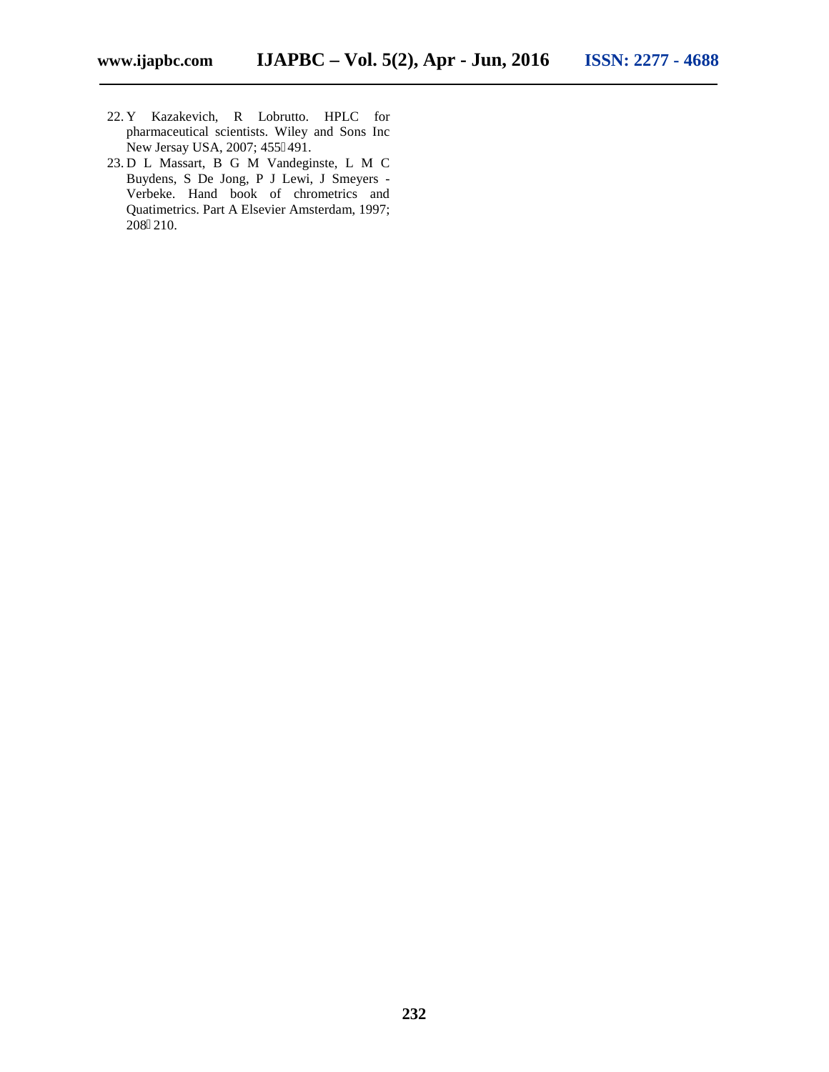22. Y Kazakevich, R Lobrutto. HPLC for pharmaceutical scientists. Wiley and Sons Inc New Jersay USA, 2007; 455 491.
23. D L Massart, B G M Vandeginste, L M C Buydens, S De Jong, P J Lewi, J Smeyers - Verbeke. Hand book of chrometrics and Quatimetrics. Part A Elsevier Amsterdam, 1997; 208 210.